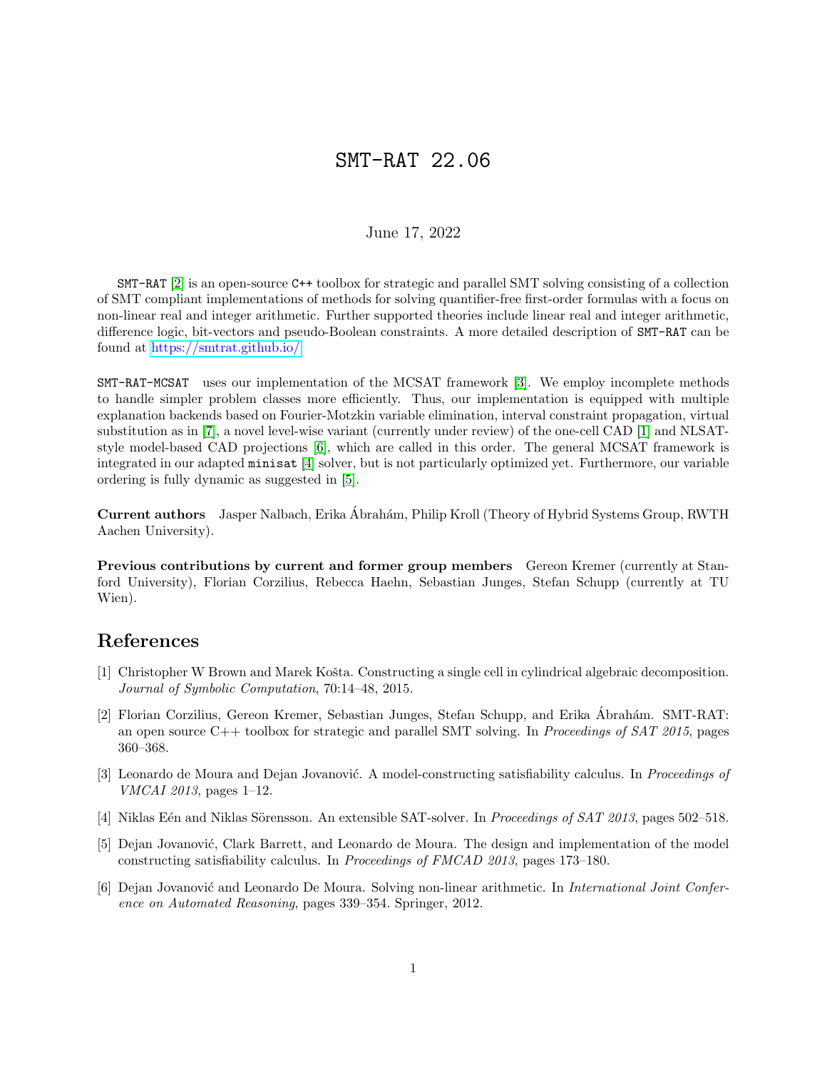# SMT-RAT 22.06

June 17, 2022

SMT-RAT [2] is an open-source C++ toolbox for strategic and parallel SMT solving consisting of a collection of SMT compliant implementations of methods for solving quantifier-free first-order formulas with a focus on non-linear real and integer arithmetic. Further supported theories include linear real and integer arithmetic, difference logic, bit-vectors and pseudo-Boolean constraints. A more detailed description of SMT-RAT can be found at https://smtrat.github.io/

SMT-RAT-MCSAT uses our implementation of the MCSAT framework [3]. We employ incomplete methods to handle simpler problem classes more efficiently. Thus, our implementation is equipped with multiple explanation backends based on Fourier-Motzkin variable elimination, interval constraint propagation, virtual substitution as in [7], a novel level-wise variant (currently under review) of the one-cell CAD [1] and NLSAT-style model-based CAD projections [6], which are called in this order. The general MCSAT framework is integrated in our adapted minisat [4] solver, but is not particularly optimized yet. Furthermore, our variable ordering is fully dynamic as suggested in [5].

**Current authors** Jasper Nalbach, Erika Ábrahám, Philip Kroll (Theory of Hybrid Systems Group, RWTH Aachen University).

**Previous contributions by current and former group members** Gereon Kremer (currently at Stanford University), Florian Corzilius, Rebecca Haehn, Sebastian Junges, Stefan Schupp (currently at TU Wien).

## References

[1] Christopher W Brown and Marek Košta. Constructing a single cell in cylindrical algebraic decomposition. *Journal of Symbolic Computation*, 70:14–48, 2015.

[2] Florian Corzilius, Gereon Kremer, Sebastian Junges, Stefan Schupp, and Erika Ábrahám. SMT-RAT: an open source C++ toolbox for strategic and parallel SMT solving. In *Proceedings of SAT 2015*, pages 360–368.

[3] Leonardo de Moura and Dejan Jovanović. A model-constructing satisfiability calculus. In *Proceedings of VMCAI 2013*, pages 1–12.

[4] Niklas Eén and Niklas Sörensson. An extensible SAT-solver. In *Proceedings of SAT 2013*, pages 502–518.

[5] Dejan Jovanović, Clark Barrett, and Leonardo de Moura. The design and implementation of the model constructing satisfiability calculus. In *Proceedings of FMCAD 2013*, pages 173–180.

[6] Dejan Jovanović and Leonardo De Moura. Solving non-linear arithmetic. In *International Joint Conference on Automated Reasoning*, pages 339–354. Springer, 2012.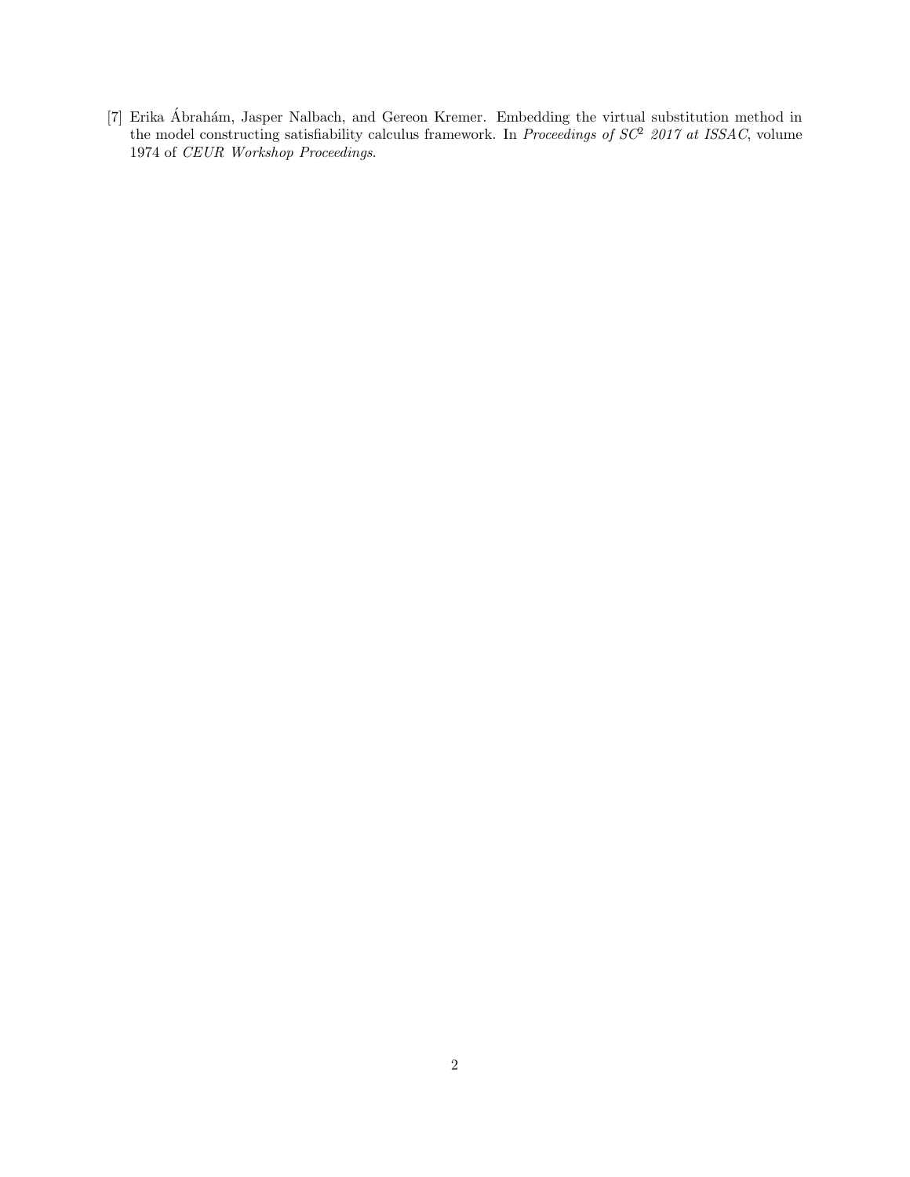[7] Erika Ábrahám, Jasper Nalbach, and Gereon Kremer. Embedding the virtual substitution method in the model constructing satisfiability calculus framework. In *Proceedings of SC$^2$ 2017 at ISSAC*, volume 1974 of *CEUR Workshop Proceedings*.